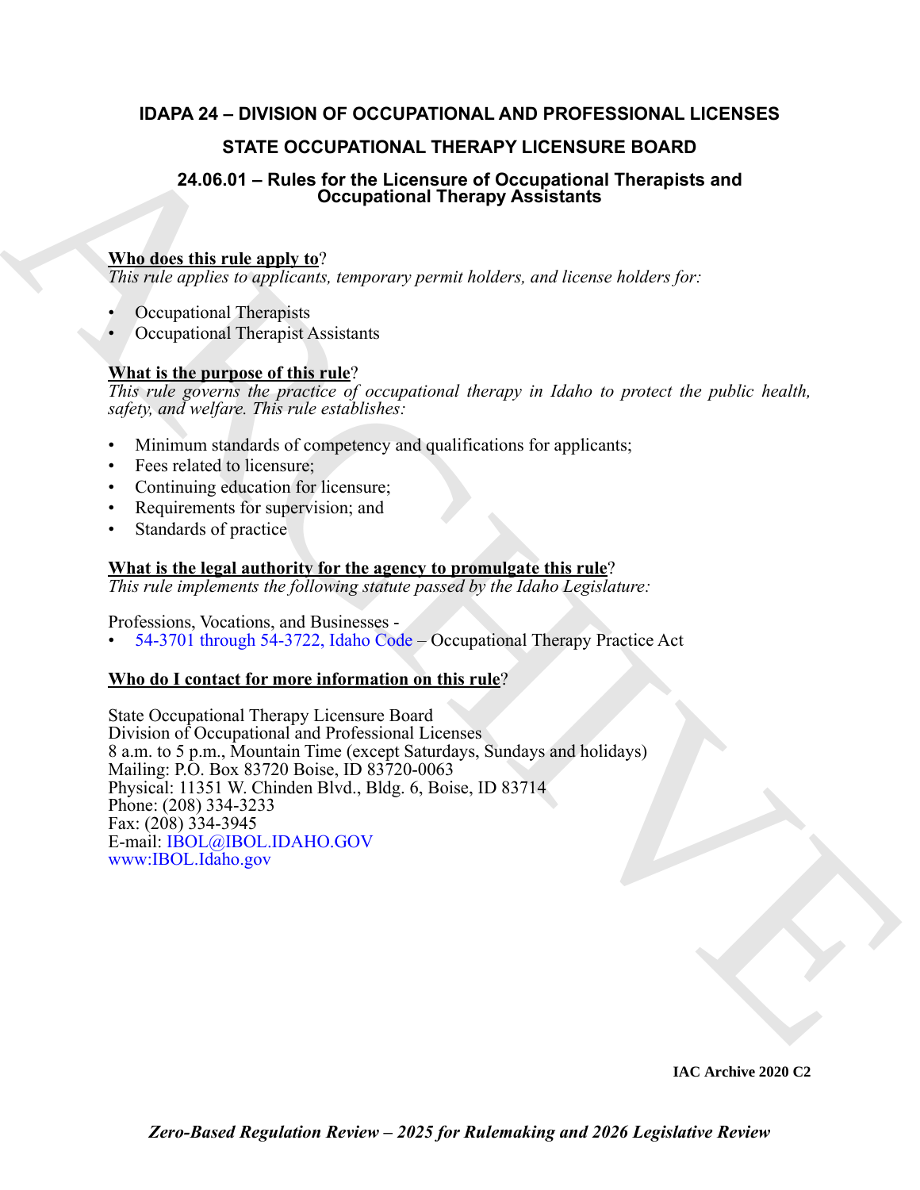# IDAPA 24 – DIVISION OF OCCUPATIONAL AND PROFESSIONAL LICENSES

## STATE OCCUPATIONAL THERAPY LICENSURE BOARD

### 24.06.01 – Rules for the Licensure of Occupational Therapists and Occupational Therapy Assistants

**Who does this rule apply to**?

*This rule applies to applicants, temporary permit holders, and license holders for:*

- Occupational Therapists
- Occupational Therapist Assistants

**What is the purpose of this rule**?

*This rule governs the practice of occupational therapy in Idaho to protect the public health, safety, and welfare. This rule establishes:*

- Minimum standards of competency and qualifications for applicants;
- Fees related to licensure;
- Continuing education for licensure;
- Requirements for supervision; and
- Standards of practice

**What is the legal authority for the agency to promulgate this rule**?

*This rule implements the following statute passed by the Idaho Legislature:*

Professions, Vocations, and Businesses -

- 54-3701 through 54-3722, Idaho Code – Occupational Therapy Practice Act

**Who do I contact for more information on this rule**?

State Occupational Therapy Licensure Board
Division of Occupational and Professional Licenses
8 a.m. to 5 p.m., Mountain Time (except Saturdays, Sundays and holidays)
Mailing: P.O. Box 83720 Boise, ID 83720-0063
Physical: 11351 W. Chinden Blvd., Bldg. 6, Boise, ID 83714
Phone: (208) 334-3233
Fax: (208) 334-3945
E-mail: IBOL@IBOL.IDAHO.GOV
www:IBOL.Idaho.gov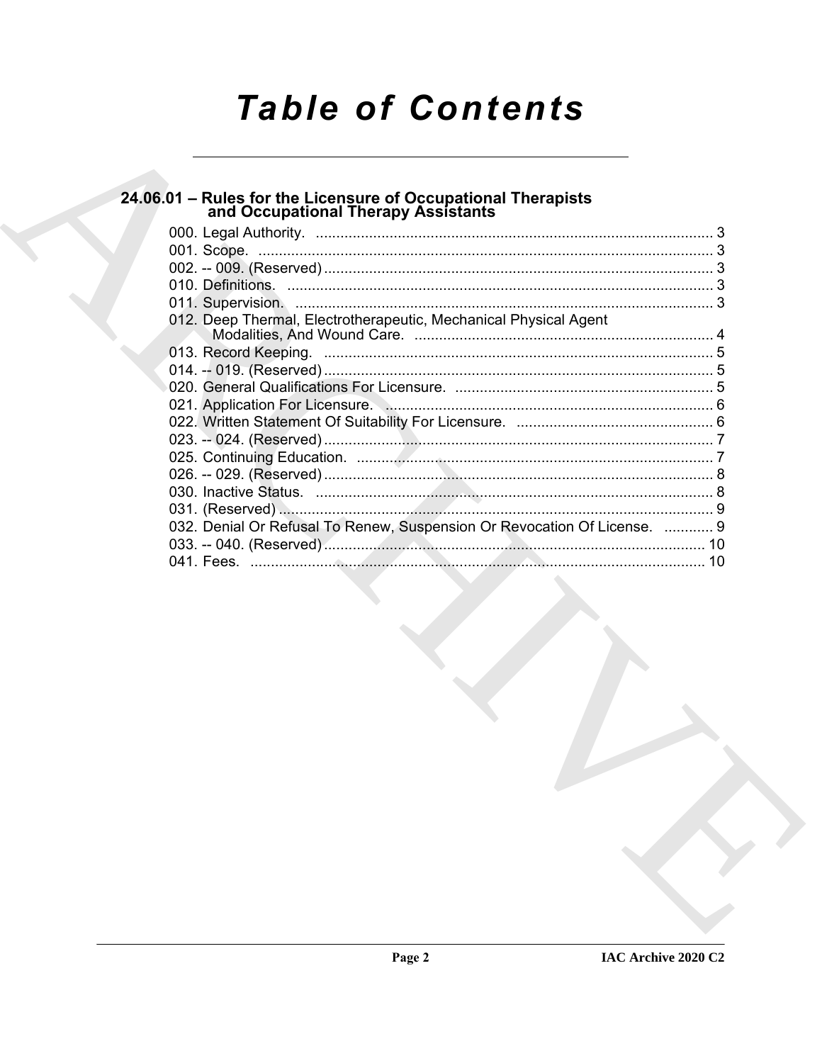# Table of Contents

## 24.06.01 – Rules for the Licensure of Occupational Therapists and Occupational Therapy Assistants

000. Legal Authority. ... 3
001. Scope. ... 3
002. -- 009. (Reserved) ... 3
010. Definitions. ... 3
011. Supervision. ... 3
012. Deep Thermal, Electrotherapeutic, Mechanical Physical Agent Modalities, And Wound Care. ... 4
013. Record Keeping. ... 5
014. -- 019. (Reserved) ... 5
020. General Qualifications For Licensure. ... 5
021. Application For Licensure. ... 6
022. Written Statement Of Suitability For Licensure. ... 6
023. -- 024. (Reserved) ... 7
025. Continuing Education. ... 7
026. -- 029. (Reserved) ... 8
030. Inactive Status. ... 8
031. (Reserved) ... 9
032. Denial Or Refusal To Renew, Suspension Or Revocation Of License. ... 9
033. -- 040. (Reserved) ... 10
041. Fees. ... 10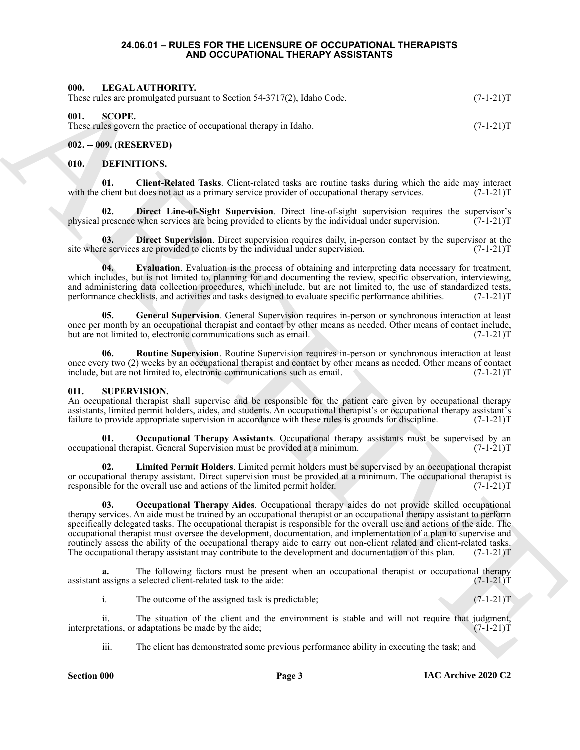# 24.06.01 – RULES FOR THE LICENSURE OF OCCUPATIONAL THERAPISTS AND OCCUPATIONAL THERAPY ASSISTANTS

## 000. LEGAL AUTHORITY.

These rules are promulgated pursuant to Section 54-3717(2), Idaho Code. (7-1-21)T

## 001. SCOPE.

These rules govern the practice of occupational therapy in Idaho. (7-1-21)T

## 002. -- 009. (RESERVED)

## 010. DEFINITIONS.

**01. Client-Related Tasks**. Client-related tasks are routine tasks during which the aide may interact with the client but does not act as a primary service provider of occupational therapy services. (7-1-21)T

**02. Direct Line-of-Sight Supervision**. Direct line-of-sight supervision requires the supervisor's physical presence when services are being provided to clients by the individual under supervision. (7-1-21)T

**03. Direct Supervision**. Direct supervision requires daily, in-person contact by the supervisor at the site where services are provided to clients by the individual under supervision. (7-1-21)T

**04. Evaluation**. Evaluation is the process of obtaining and interpreting data necessary for treatment, which includes, but is not limited to, planning for and documenting the review, specific observation, interviewing, and administering data collection procedures, which include, but are not limited to, the use of standardized tests, performance checklists, and activities and tasks designed to evaluate specific performance abilities. (7-1-21)T

**05. General Supervision**. General Supervision requires in-person or synchronous interaction at least once per month by an occupational therapist and contact by other means as needed. Other means of contact include, but are not limited to, electronic communications such as email. (7-1-21)T

**06. Routine Supervision**. Routine Supervision requires in-person or synchronous interaction at least once every two (2) weeks by an occupational therapist and contact by other means as needed. Other means of contact include, but are not limited to, electronic communications such as email. (7-1-21)T

## 011. SUPERVISION.

An occupational therapist shall supervise and be responsible for the patient care given by occupational therapy assistants, limited permit holders, aides, and students. An occupational therapist's or occupational therapy assistant's failure to provide appropriate supervision in accordance with these rules is grounds for discipline. (7-1-21)T

**01. Occupational Therapy Assistants**. Occupational therapy assistants must be supervised by an occupational therapist. General Supervision must be provided at a minimum. (7-1-21)T

**02. Limited Permit Holders**. Limited permit holders must be supervised by an occupational therapist or occupational therapy assistant. Direct supervision must be provided at a minimum. The occupational therapist is responsible for the overall use and actions of the limited permit holder. (7-1-21)T

**03. Occupational Therapy Aides**. Occupational therapy aides do not provide skilled occupational therapy services. An aide must be trained by an occupational therapist or an occupational therapy assistant to perform specifically delegated tasks. The occupational therapist is responsible for the overall use and actions of the aide. The occupational therapist must oversee the development, documentation, and implementation of a plan to supervise and routinely assess the ability of the occupational therapy aide to carry out non-client related and client-related tasks. The occupational therapy assistant may contribute to the development and documentation of this plan. (7-1-21)T

**a.** The following factors must be present when an occupational therapist or occupational therapy assistant assigns a selected client-related task to the aide: (7-1-21)T

i. The outcome of the assigned task is predictable; (7-1-21)T

ii. The situation of the client and the environment is stable and will not require that judgment, interpretations, or adaptations be made by the aide; (7-1-21)T

iii. The client has demonstrated some previous performance ability in executing the task; and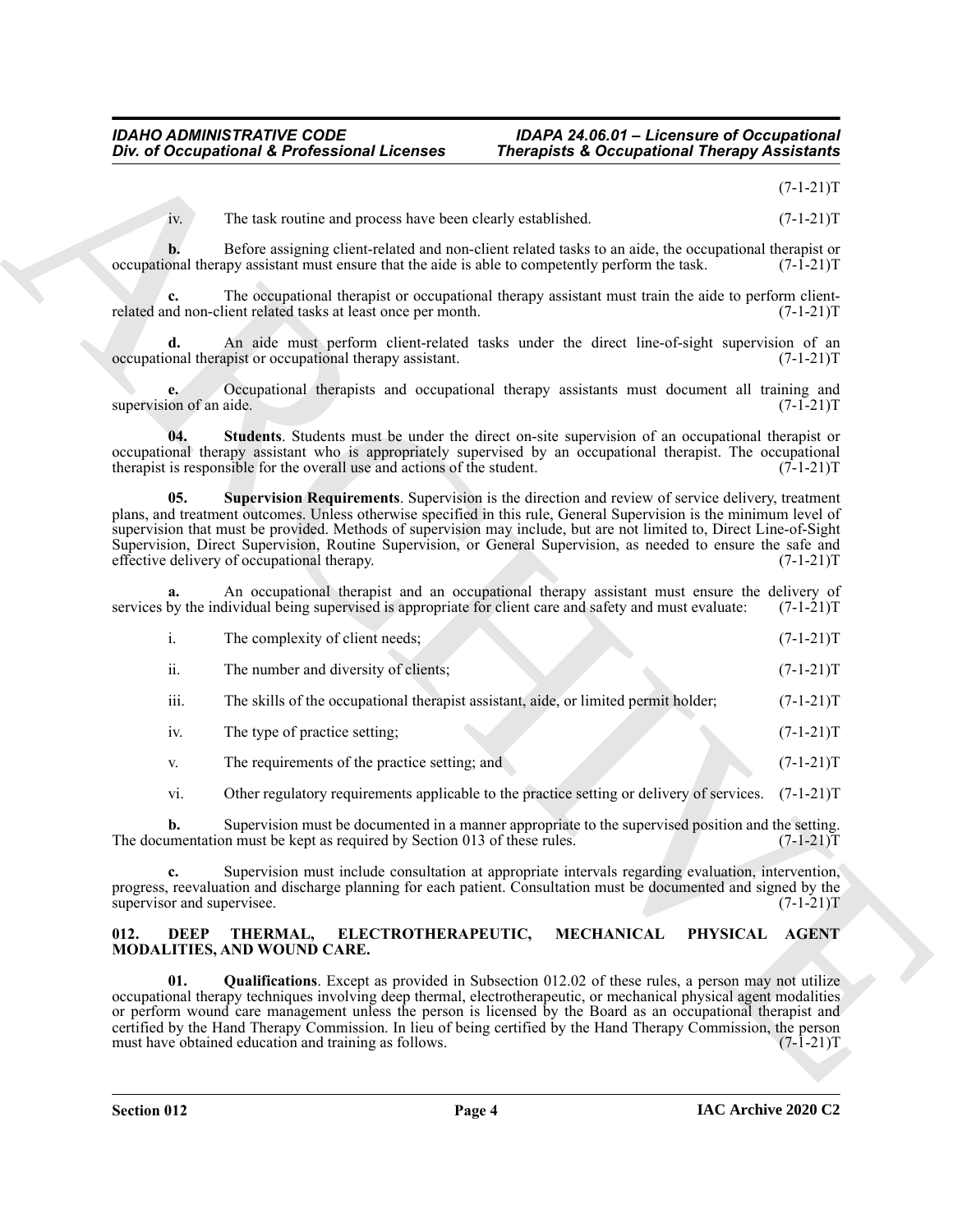(7-1-21)T

iv. The task routine and process have been clearly established. (7-1-21)T

**b.** Before assigning client-related and non-client related tasks to an aide, the occupational therapist or occupational therapy assistant must ensure that the aide is able to competently perform the task. (7-1-21)T

**c.** The occupational therapist or occupational therapy assistant must train the aide to perform client-related and non-client related tasks at least once per month. (7-1-21)T

**d.** An aide must perform client-related tasks under the direct line-of-sight supervision of an occupational therapist or occupational therapy assistant. (7-1-21)T

**e.** Occupational therapists and occupational therapy assistants must document all training and supervision of an aide. (7-1-21)T

**04. Students**. Students must be under the direct on-site supervision of an occupational therapist or occupational therapy assistant who is appropriately supervised by an occupational therapist. The occupational therapist is responsible for the overall use and actions of the student. (7-1-21)T

**05. Supervision Requirements**. Supervision is the direction and review of service delivery, treatment plans, and treatment outcomes. Unless otherwise specified in this rule, General Supervision is the minimum level of supervision that must be provided. Methods of supervision may include, but are not limited to, Direct Line-of-Sight Supervision, Direct Supervision, Routine Supervision, or General Supervision, as needed to ensure the safe and effective delivery of occupational therapy. (7-1-21)T

**a.** An occupational therapist and an occupational therapy assistant must ensure the delivery of services by the individual being supervised is appropriate for client care and safety and must evaluate: (7-1-21)T

i. The complexity of client needs; (7-1-21)T

ii. The number and diversity of clients; (7-1-21)T

iii. The skills of the occupational therapist assistant, aide, or limited permit holder; (7-1-21)T

iv. The type of practice setting; (7-1-21)T

v. The requirements of the practice setting; and (7-1-21)T

vi. Other regulatory requirements applicable to the practice setting or delivery of services. (7-1-21)T

**b.** Supervision must be documented in a manner appropriate to the supervised position and the setting. The documentation must be kept as required by Section 013 of these rules. (7-1-21)T

**c.** Supervision must include consultation at appropriate intervals regarding evaluation, intervention, progress, reevaluation and discharge planning for each patient. Consultation must be documented and signed by the supervisor and supervisee. (7-1-21)T

## 012. DEEP THERMAL, ELECTROTHERAPEUTIC, MECHANICAL PHYSICAL AGENT MODALITIES, AND WOUND CARE.

**01. Qualifications**. Except as provided in Subsection 012.02 of these rules, a person may not utilize occupational therapy techniques involving deep thermal, electrotherapeutic, or mechanical physical agent modalities or perform wound care management unless the person is licensed by the Board as an occupational therapist and certified by the Hand Therapy Commission. In lieu of being certified by the Hand Therapy Commission, the person must have obtained education and training as follows. (7-1-21)T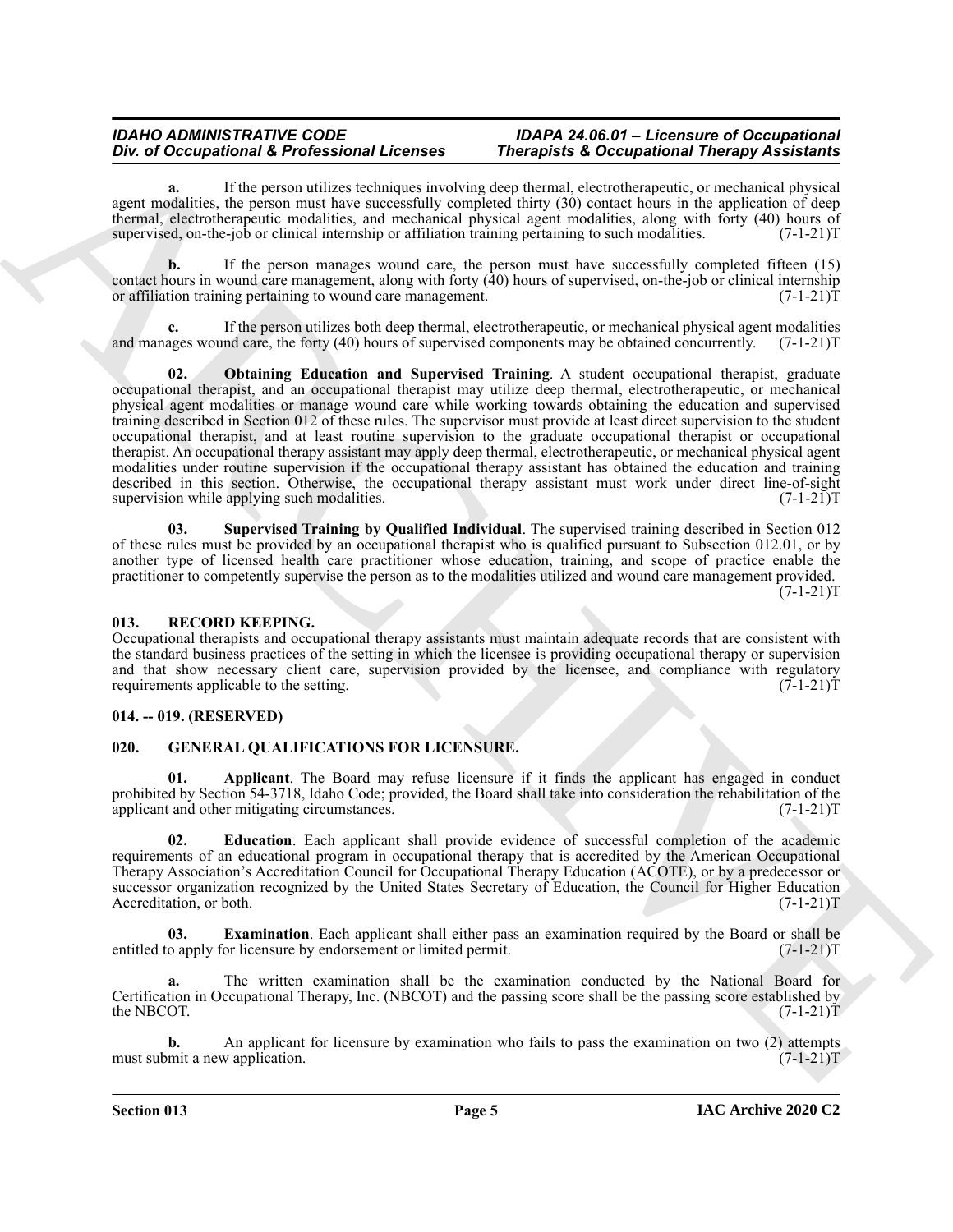**a.** If the person utilizes techniques involving deep thermal, electrotherapeutic, or mechanical physical agent modalities, the person must have successfully completed thirty (30) contact hours in the application of deep thermal, electrotherapeutic modalities, and mechanical physical agent modalities, along with forty (40) hours of supervised, on-the-job or clinical internship or affiliation training pertaining to such modalities. (7-1-21)T

**b.** If the person manages wound care, the person must have successfully completed fifteen (15) contact hours in wound care management, along with forty (40) hours of supervised, on-the-job or clinical internship or affiliation training pertaining to wound care management. (7-1-21)T

**c.** If the person utilizes both deep thermal, electrotherapeutic, or mechanical physical agent modalities and manages wound care, the forty (40) hours of supervised components may be obtained concurrently. (7-1-21)T

**02. Obtaining Education and Supervised Training**. A student occupational therapist, graduate occupational therapist, and an occupational therapist may utilize deep thermal, electrotherapeutic, or mechanical physical agent modalities or manage wound care while working towards obtaining the education and supervised training described in Section 012 of these rules. The supervisor must provide at least direct supervision to the student occupational therapist, and at least routine supervision to the graduate occupational therapist or occupational therapist. An occupational therapy assistant may apply deep thermal, electrotherapeutic, or mechanical physical agent modalities under routine supervision if the occupational therapy assistant has obtained the education and training described in this section. Otherwise, the occupational therapy assistant must work under direct line-of-sight supervision while applying such modalities. (7-1-21)T

**03. Supervised Training by Qualified Individual**. The supervised training described in Section 012 of these rules must be provided by an occupational therapist who is qualified pursuant to Subsection 012.01, or by another type of licensed health care practitioner whose education, training, and scope of practice enable the practitioner to competently supervise the person as to the modalities utilized and wound care management provided. (7-1-21)T

### 013. RECORD KEEPING.

Occupational therapists and occupational therapy assistants must maintain adequate records that are consistent with the standard business practices of the setting in which the licensee is providing occupational therapy or supervision and that show necessary client care, supervision provided by the licensee, and compliance with regulatory requirements applicable to the setting. (7-1-21)T

### 014. -- 019. (RESERVED)

### 020. GENERAL QUALIFICATIONS FOR LICENSURE.

**01. Applicant**. The Board may refuse licensure if it finds the applicant has engaged in conduct prohibited by Section 54-3718, Idaho Code; provided, the Board shall take into consideration the rehabilitation of the applicant and other mitigating circumstances. (7-1-21)T

**02. Education**. Each applicant shall provide evidence of successful completion of the academic requirements of an educational program in occupational therapy that is accredited by the American Occupational Therapy Association's Accreditation Council for Occupational Therapy Education (ACOTE), or by a predecessor or successor organization recognized by the United States Secretary of Education, the Council for Higher Education Accreditation, or both. (7-1-21)T

**03. Examination**. Each applicant shall either pass an examination required by the Board or shall be entitled to apply for licensure by endorsement or limited permit. (7-1-21)T

**a.** The written examination shall be the examination conducted by the National Board for Certification in Occupational Therapy, Inc. (NBCOT) and the passing score shall be the passing score established by the NBCOT. (7-1-21)T

**b.** An applicant for licensure by examination who fails to pass the examination on two (2) attempts must submit a new application. (7-1-21)T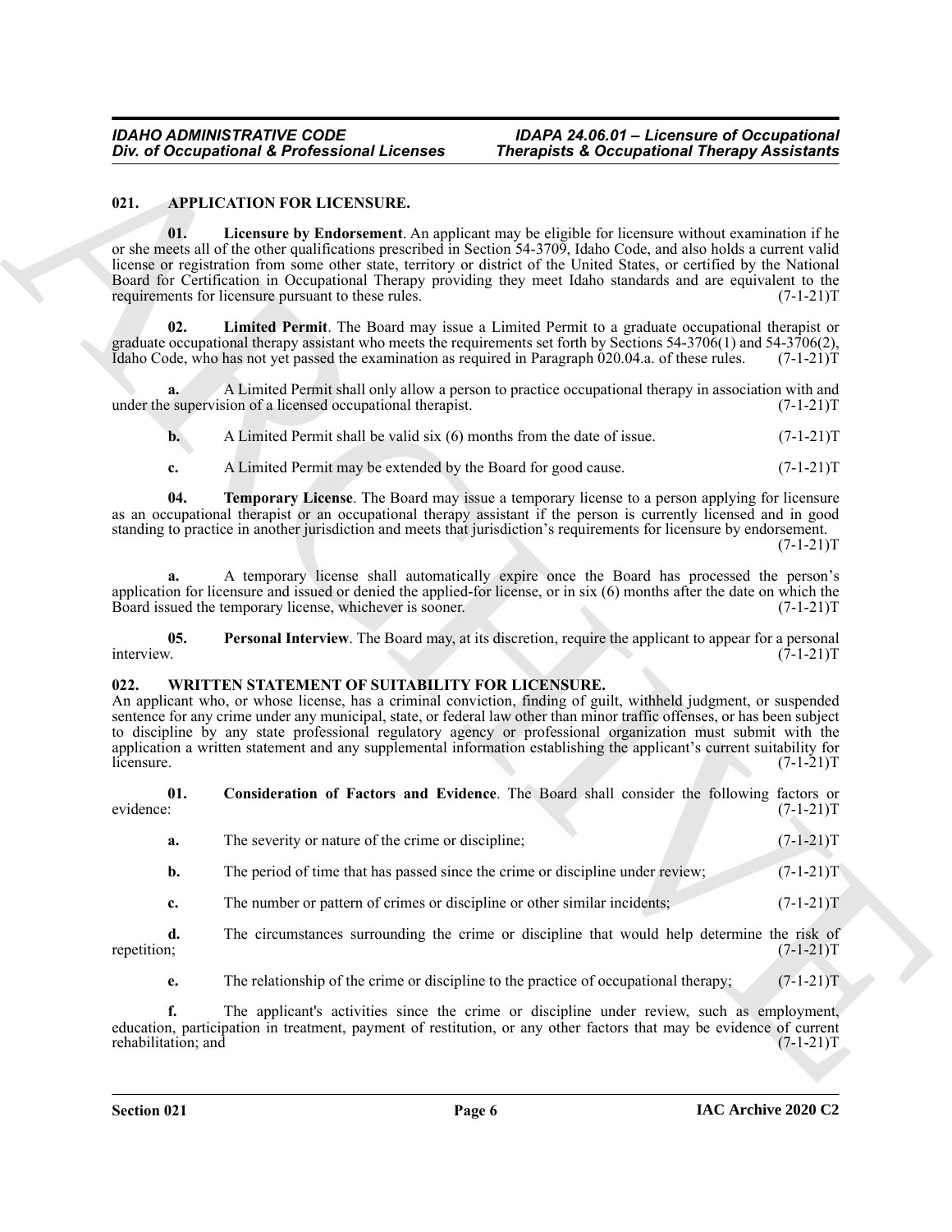### 021. APPLICATION FOR LICENSURE.

**01. Licensure by Endorsement**. An applicant may be eligible for licensure without examination if he or she meets all of the other qualifications prescribed in Section 54-3709, Idaho Code, and also holds a current valid license or registration from some other state, territory or district of the United States, or certified by the National Board for Certification in Occupational Therapy providing they meet Idaho standards and are equivalent to the requirements for licensure pursuant to these rules. (7-1-21)T

**02. Limited Permit**. The Board may issue a Limited Permit to a graduate occupational therapist or graduate occupational therapy assistant who meets the requirements set forth by Sections 54-3706(1) and 54-3706(2), Idaho Code, who has not yet passed the examination as required in Paragraph 020.04.a. of these rules. (7-1-21)T

**a.** A Limited Permit shall only allow a person to practice occupational therapy in association with and under the supervision of a licensed occupational therapist. (7-1-21)T

**b.** A Limited Permit shall be valid six (6) months from the date of issue. (7-1-21)T

**c.** A Limited Permit may be extended by the Board for good cause. (7-1-21)T

**04. Temporary License**. The Board may issue a temporary license to a person applying for licensure as an occupational therapist or an occupational therapy assistant if the person is currently licensed and in good standing to practice in another jurisdiction and meets that jurisdiction's requirements for licensure by endorsement. (7-1-21)T

**a.** A temporary license shall automatically expire once the Board has processed the person's application for licensure and issued or denied the applied-for license, or in six (6) months after the date on which the Board issued the temporary license, whichever is sooner. (7-1-21)T

**05. Personal Interview**. The Board may, at its discretion, require the applicant to appear for a personal interview. (7-1-21)T

### 022. WRITTEN STATEMENT OF SUITABILITY FOR LICENSURE.

An applicant who, or whose license, has a criminal conviction, finding of guilt, withheld judgment, or suspended sentence for any crime under any municipal, state, or federal law other than minor traffic offenses, or has been subject to discipline by any state professional regulatory agency or professional organization must submit with the application a written statement and any supplemental information establishing the applicant's current suitability for licensure. (7-1-21)T

**01. Consideration of Factors and Evidence**. The Board shall consider the following factors or evidence: (7-1-21)T

**a.** The severity or nature of the crime or discipline; (7-1-21)T

**b.** The period of time that has passed since the crime or discipline under review; (7-1-21)T

**c.** The number or pattern of crimes or discipline or other similar incidents; (7-1-21)T

**d.** The circumstances surrounding the crime or discipline that would help determine the risk of repetition; (7-1-21)T

**e.** The relationship of the crime or discipline to the practice of occupational therapy; (7-1-21)T

**f.** The applicant's activities since the crime or discipline under review, such as employment, education, participation in treatment, payment of restitution, or any other factors that may be evidence of current rehabilitation; and (7-1-21)T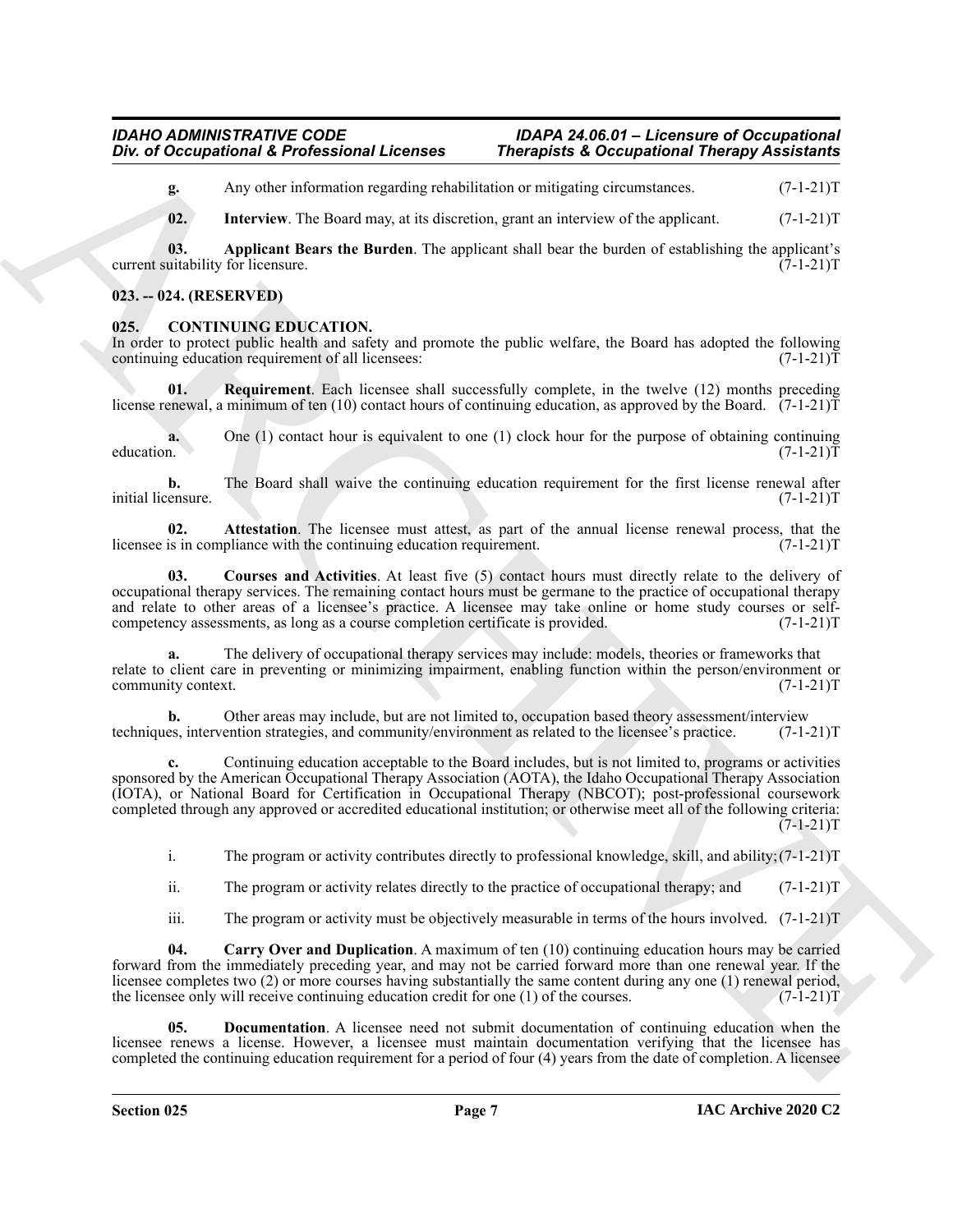**g.** Any other information regarding rehabilitation or mitigating circumstances. (7-1-21)T

**02. Interview**. The Board may, at its discretion, grant an interview of the applicant. (7-1-21)T

**03. Applicant Bears the Burden**. The applicant shall bear the burden of establishing the applicant's current suitability for licensure. (7-1-21)T

## 023. -- 024. (RESERVED)

## 025. CONTINUING EDUCATION.

In order to protect public health and safety and promote the public welfare, the Board has adopted the following continuing education requirement of all licensees: (7-1-21)T

**01. Requirement**. Each licensee shall successfully complete, in the twelve (12) months preceding license renewal, a minimum of ten (10) contact hours of continuing education, as approved by the Board. (7-1-21)T

**a.** One (1) contact hour is equivalent to one (1) clock hour for the purpose of obtaining continuing education. (7-1-21)T

**b.** The Board shall waive the continuing education requirement for the first license renewal after initial licensure. (7-1-21)T

**02. Attestation**. The licensee must attest, as part of the annual license renewal process, that the licensee is in compliance with the continuing education requirement. (7-1-21)T

**03. Courses and Activities**. At least five (5) contact hours must directly relate to the delivery of occupational therapy services. The remaining contact hours must be germane to the practice of occupational therapy and relate to other areas of a licensee's practice. A licensee may take online or home study courses or self-competency assessments, as long as a course completion certificate is provided. (7-1-21)T

**a.** The delivery of occupational therapy services may include: models, theories or frameworks that relate to client care in preventing or minimizing impairment, enabling function within the person/environment or community context. (7-1-21)T

**b.** Other areas may include, but are not limited to, occupation based theory assessment/interview techniques, intervention strategies, and community/environment as related to the licensee's practice. (7-1-21)T

**c.** Continuing education acceptable to the Board includes, but is not limited to, programs or activities sponsored by the American Occupational Therapy Association (AOTA), the Idaho Occupational Therapy Association (IOTA), or National Board for Certification in Occupational Therapy (NBCOT); post-professional coursework completed through any approved or accredited educational institution; or otherwise meet all of the following criteria: (7-1-21)T

i. The program or activity contributes directly to professional knowledge, skill, and ability; (7-1-21)T

ii. The program or activity relates directly to the practice of occupational therapy; and (7-1-21)T

iii. The program or activity must be objectively measurable in terms of the hours involved. (7-1-21)T

**04. Carry Over and Duplication**. A maximum of ten (10) continuing education hours may be carried forward from the immediately preceding year, and may not be carried forward more than one renewal year. If the licensee completes two (2) or more courses having substantially the same content during any one (1) renewal period, the licensee only will receive continuing education credit for one (1) of the courses. (7-1-21)T

**05. Documentation**. A licensee need not submit documentation of continuing education when the licensee renews a license. However, a licensee must maintain documentation verifying that the licensee has completed the continuing education requirement for a period of four (4) years from the date of completion. A licensee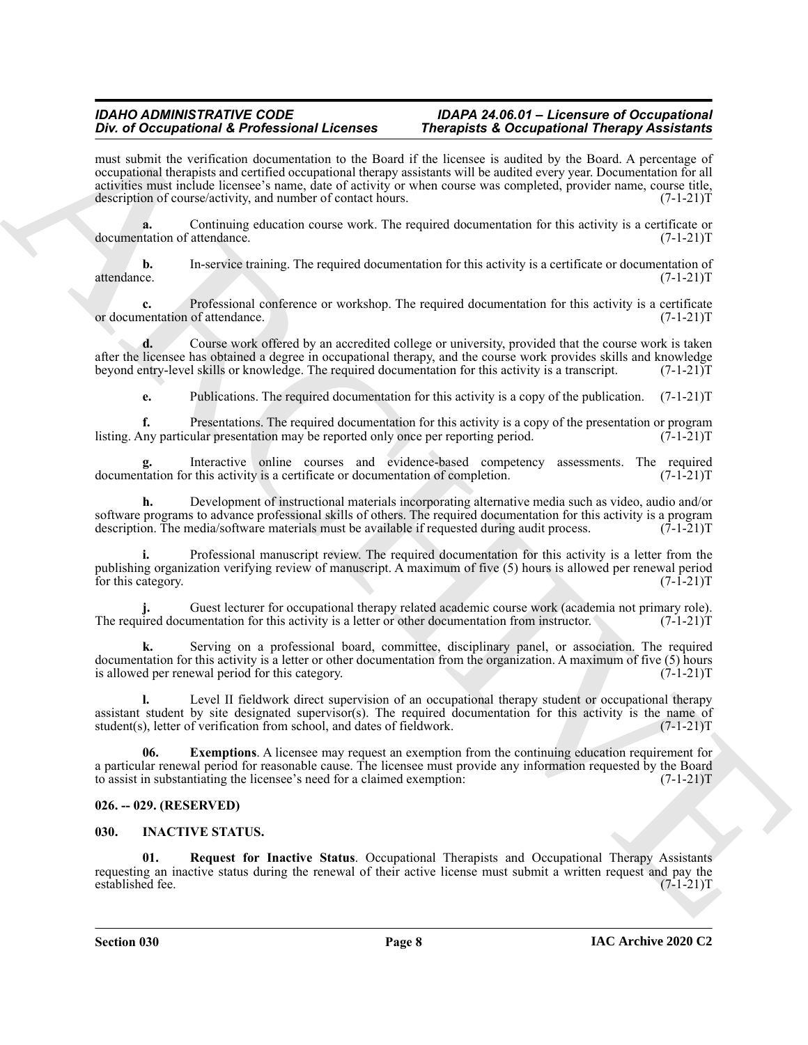must submit the verification documentation to the Board if the licensee is audited by the Board. A percentage of occupational therapists and certified occupational therapy assistants will be audited every year. Documentation for all activities must include licensee's name, date of activity or when course was completed, provider name, course title, description of course/activity, and number of contact hours. (7-1-21)T

**a.** Continuing education course work. The required documentation for this activity is a certificate or documentation of attendance. (7-1-21)T

**b.** In-service training. The required documentation for this activity is a certificate or documentation of attendance. (7-1-21)T

**c.** Professional conference or workshop. The required documentation for this activity is a certificate or documentation of attendance. (7-1-21)T

**d.** Course work offered by an accredited college or university, provided that the course work is taken after the licensee has obtained a degree in occupational therapy, and the course work provides skills and knowledge beyond entry-level skills or knowledge. The required documentation for this activity is a transcript. (7-1-21)T

**e.** Publications. The required documentation for this activity is a copy of the publication. (7-1-21)T

**f.** Presentations. The required documentation for this activity is a copy of the presentation or program listing. Any particular presentation may be reported only once per reporting period. (7-1-21)T

**g.** Interactive online courses and evidence-based competency assessments. The required documentation for this activity is a certificate or documentation of completion. (7-1-21)T

**h.** Development of instructional materials incorporating alternative media such as video, audio and/or software programs to advance professional skills of others. The required documentation for this activity is a program description. The media/software materials must be available if requested during audit process. (7-1-21)T

**i.** Professional manuscript review. The required documentation for this activity is a letter from the publishing organization verifying review of manuscript. A maximum of five (5) hours is allowed per renewal period for this category. (7-1-21)T

**j.** Guest lecturer for occupational therapy related academic course work (academia not primary role). The required documentation for this activity is a letter or other documentation from instructor. (7-1-21)T

**k.** Serving on a professional board, committee, disciplinary panel, or association. The required documentation for this activity is a letter or other documentation from the organization. A maximum of five (5) hours is allowed per renewal period for this category. (7-1-21)T

**l.** Level II fieldwork direct supervision of an occupational therapy student or occupational therapy assistant student by site designated supervisor(s). The required documentation for this activity is the name of student(s), letter of verification from school, and dates of fieldwork. (7-1-21)T

**06. Exemptions**. A licensee may request an exemption from the continuing education requirement for a particular renewal period for reasonable cause. The licensee must provide any information requested by the Board to assist in substantiating the licensee's need for a claimed exemption: (7-1-21)T

## 026. -- 029. (RESERVED)

## 030. INACTIVE STATUS.

**01. Request for Inactive Status**. Occupational Therapists and Occupational Therapy Assistants requesting an inactive status during the renewal of their active license must submit a written request and pay the established fee. (7-1-21)T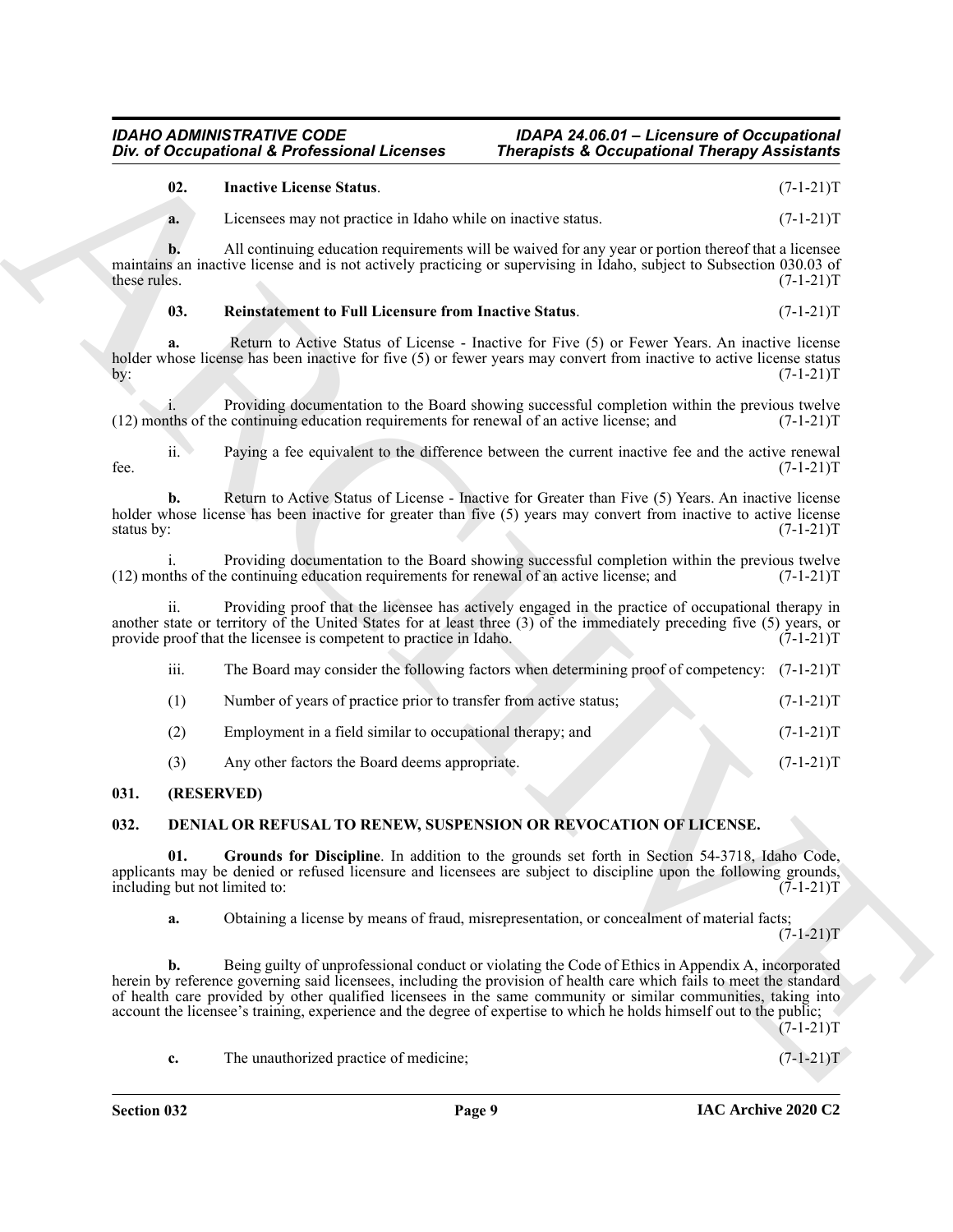**02. Inactive License Status**. (7-1-21)T

**a.** Licensees may not practice in Idaho while on inactive status. (7-1-21)T

**b.** All continuing education requirements will be waived for any year or portion thereof that a licensee maintains an inactive license and is not actively practicing or supervising in Idaho, subject to Subsection 030.03 of these rules. (7-1-21)T

**03. Reinstatement to Full Licensure from Inactive Status**. (7-1-21)T

**a.** Return to Active Status of License - Inactive for Five (5) or Fewer Years. An inactive license holder whose license has been inactive for five (5) or fewer years may convert from inactive to active license status by: (7-1-21)T

i. Providing documentation to the Board showing successful completion within the previous twelve (12) months of the continuing education requirements for renewal of an active license; and (7-1-21)T

ii. Paying a fee equivalent to the difference between the current inactive fee and the active renewal fee. (7-1-21)T

**b.** Return to Active Status of License - Inactive for Greater than Five (5) Years. An inactive license holder whose license has been inactive for greater than five (5) years may convert from inactive to active license status by: (7-1-21)T

i. Providing documentation to the Board showing successful completion within the previous twelve (12) months of the continuing education requirements for renewal of an active license; and (7-1-21)T

ii. Providing proof that the licensee has actively engaged in the practice of occupational therapy in another state or territory of the United States for at least three (3) of the immediately preceding five (5) years, or provide proof that the licensee is competent to practice in Idaho. (7-1-21)T

iii. The Board may consider the following factors when determining proof of competency: (7-1-21)T

(1) Number of years of practice prior to transfer from active status; (7-1-21)T

(2) Employment in a field similar to occupational therapy; and (7-1-21)T

(3) Any other factors the Board deems appropriate. (7-1-21)T

## 031. (RESERVED)

## 032. DENIAL OR REFUSAL TO RENEW, SUSPENSION OR REVOCATION OF LICENSE.

**01. Grounds for Discipline**. In addition to the grounds set forth in Section 54-3718, Idaho Code, applicants may be denied or refused licensure and licensees are subject to discipline upon the following grounds, including but not limited to: (7-1-21)T

**a.** Obtaining a license by means of fraud, misrepresentation, or concealment of material facts; (7-1-21)T

**b.** Being guilty of unprofessional conduct or violating the Code of Ethics in Appendix A, incorporated herein by reference governing said licensees, including the provision of health care which fails to meet the standard of health care provided by other qualified licensees in the same community or similar communities, taking into account the licensee's training, experience and the degree of expertise to which he holds himself out to the public; (7-1-21)T

**c.** The unauthorized practice of medicine; (7-1-21)T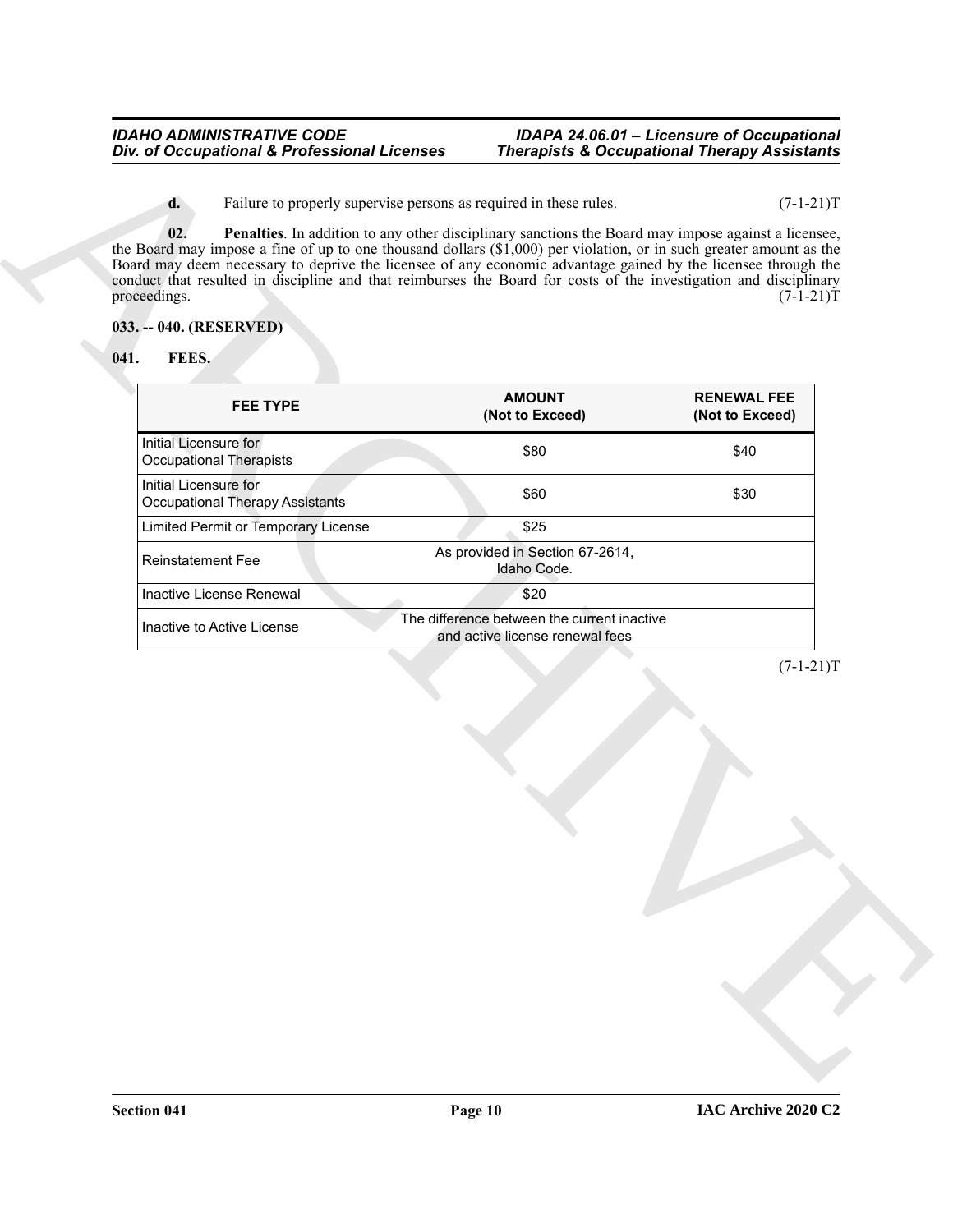**d.** Failure to properly supervise persons as required in these rules. (7-1-21)T

**02. Penalties**. In addition to any other disciplinary sanctions the Board may impose against a licensee, the Board may impose a fine of up to one thousand dollars ($1,000) per violation, or in such greater amount as the Board may deem necessary to deprive the licensee of any economic advantage gained by the licensee through the conduct that resulted in discipline and that reimburses the Board for costs of the investigation and disciplinary proceedings. (7-1-21)T

## 033. -- 040. (RESERVED)

## 041. FEES.

| FEE TYPE | AMOUNT (Not to Exceed) | RENEWAL FEE (Not to Exceed) |
|---|---|---|
| Initial Licensure for Occupational Therapists | $80 | $40 |
| Initial Licensure for Occupational Therapy Assistants | $60 | $30 |
| Limited Permit or Temporary License | $25 | |
| Reinstatement Fee | As provided in Section 67-2614, Idaho Code. | |
| Inactive License Renewal | $20 | |
| Inactive to Active License | The difference between the current inactive and active license renewal fees | |

(7-1-21)T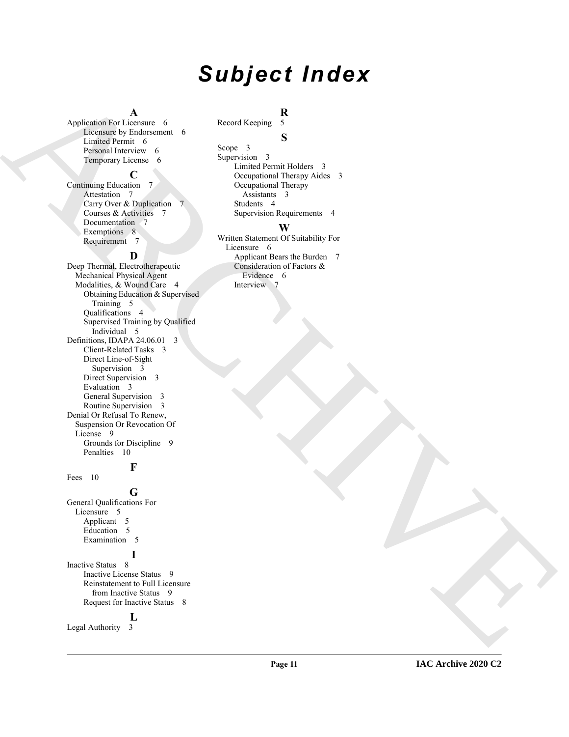# Subject Index

**A**

Application For Licensure 6
- Licensure by Endorsement 6
- Limited Permit 6
- Personal Interview 6
- Temporary License 6

**C**

Continuing Education 7
- Attestation 7
- Carry Over & Duplication 7
- Courses & Activities 7
- Documentation 7
- Exemptions 8
- Requirement 7

**D**

Deep Thermal, Electrotherapeutic Mechanical Physical Agent Modalities, & Wound Care 4
- Obtaining Education & Supervised Training 5
- Qualifications 4
- Supervised Training by Qualified Individual 5

Definitions, IDAPA 24.06.01 3
- Client-Related Tasks 3
- Direct Line-of-Sight Supervision 3
- Direct Supervision 3
- Evaluation 3
- General Supervision 3
- Routine Supervision 3

Denial Or Refusal To Renew, Suspension Or Revocation Of License 9
- Grounds for Discipline 9
- Penalties 10

**F**

Fees 10

**G**

General Qualifications For Licensure 5
- Applicant 5
- Education 5
- Examination 5

**I**

Inactive Status 8
- Inactive License Status 9
- Reinstatement to Full Licensure from Inactive Status 9
- Request for Inactive Status 8

**L**

Legal Authority 3

**R**

Record Keeping 5

**S**

Scope 3

Supervision 3
- Limited Permit Holders 3
- Occupational Therapy Aides 3
- Occupational Therapy Assistants 3
- Students 4
- Supervision Requirements 4

**W**

Written Statement Of Suitability For Licensure 6
- Applicant Bears the Burden 7
- Consideration of Factors & Evidence 6
- Interview 7